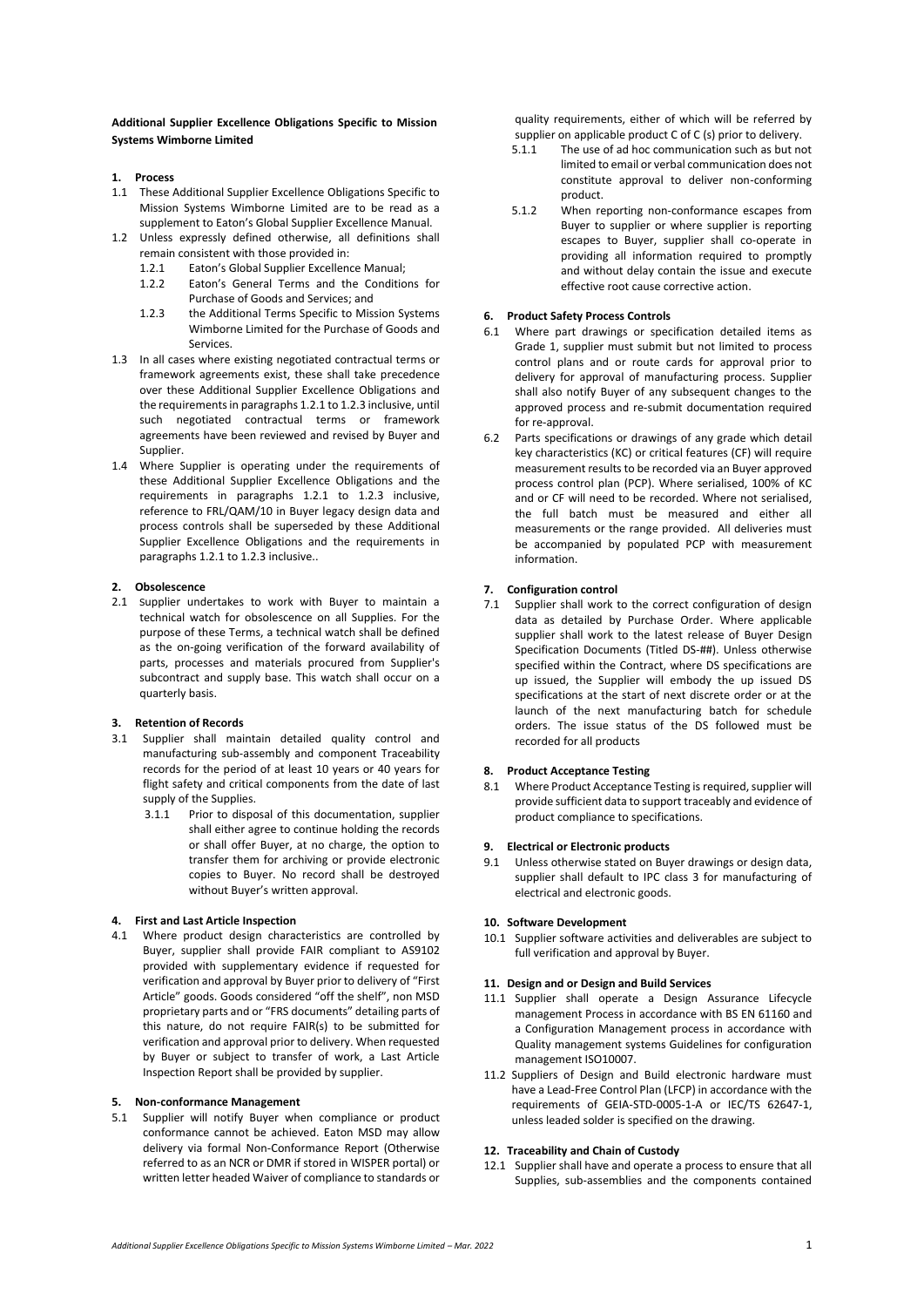**Additional Supplier Excellence Obligations Specific to Mission Systems Wimborne Limited**

**1. Process**

1.1 These Additional Supplier Excellence Obligations Specific to Mission Systems Wimborne Limited are to be read as a supplement to Eaton's Global Supplier Excellence Manual.

1.2 Unless expressly defined otherwise, all definitions shall remain consistent with those provided in:

1.2.1 Eaton's Global Supplier Excellence Manual;

1.2.2 Eaton's General Terms and the Conditions for Purchase of Goods and Services; and

1.2.3 the Additional Terms Specific to Mission Systems Wimborne Limited for the Purchase of Goods and Services.

1.3 In all cases where existing negotiated contractual terms or framework agreements exist, these shall take precedence over these Additional Supplier Excellence Obligations and the requirements in paragraphs 1.2.1 to 1.2.3 inclusive, until such negotiated contractual terms or framework agreements have been reviewed and revised by Buyer and Supplier.

1.4 Where Supplier is operating under the requirements of these Additional Supplier Excellence Obligations and the requirements in paragraphs 1.2.1 to 1.2.3 inclusive, reference to FRL/QAM/10 in Buyer legacy design data and process controls shall be superseded by these Additional Supplier Excellence Obligations and the requirements in paragraphs 1.2.1 to 1.2.3 inclusive..

**2. Obsolescence**

2.1 Supplier undertakes to work with Buyer to maintain a technical watch for obsolescence on all Supplies. For the purpose of these Terms, a technical watch shall be defined as the on-going verification of the forward availability of parts, processes and materials procured from Supplier's subcontract and supply base. This watch shall occur on a quarterly basis.

**3. Retention of Records**

3.1 Supplier shall maintain detailed quality control and manufacturing sub-assembly and component Traceability records for the period of at least 10 years or 40 years for flight safety and critical components from the date of last supply of the Supplies.

3.1.1 Prior to disposal of this documentation, supplier shall either agree to continue holding the records or shall offer Buyer, at no charge, the option to transfer them for archiving or provide electronic copies to Buyer. No record shall be destroyed without Buyer's written approval.

**4. First and Last Article Inspection**

4.1 Where product design characteristics are controlled by Buyer, supplier shall provide FAIR compliant to AS9102 provided with supplementary evidence if requested for verification and approval by Buyer prior to delivery of "First Article" goods. Goods considered "off the shelf", non MSD proprietary parts and or "FRS documents" detailing parts of this nature, do not require FAIR(s) to be submitted for verification and approval prior to delivery. When requested by Buyer or subject to transfer of work, a Last Article Inspection Report shall be provided by supplier.

**5. Non-conformance Management**

5.1 Supplier will notify Buyer when compliance or product conformance cannot be achieved. Eaton MSD may allow delivery via formal Non-Conformance Report (Otherwise referred to as an NCR or DMR if stored in WISPER portal) or written letter headed Waiver of compliance to standards or quality requirements, either of which will be referred by supplier on applicable product C of C (s) prior to delivery.

5.1.1 The use of ad hoc communication such as but not limited to email or verbal communication does not constitute approval to deliver non-conforming product.

5.1.2 When reporting non-conformance escapes from Buyer to supplier or where supplier is reporting escapes to Buyer, supplier shall co-operate in providing all information required to promptly and without delay contain the issue and execute effective root cause corrective action.

**6. Product Safety Process Controls**

6.1 Where part drawings or specification detailed items as Grade 1, supplier must submit but not limited to process control plans and or route cards for approval prior to delivery for approval of manufacturing process. Supplier shall also notify Buyer of any subsequent changes to the approved process and re-submit documentation required for re-approval.

6.2 Parts specifications or drawings of any grade which detail key characteristics (KC) or critical features (CF) will require measurement results to be recorded via an Buyer approved process control plan (PCP). Where serialised, 100% of KC and or CF will need to be recorded. Where not serialised, the full batch must be measured and either all measurements or the range provided. All deliveries must be accompanied by populated PCP with measurement information.

**7. Configuration control**

7.1 Supplier shall work to the correct configuration of design data as detailed by Purchase Order. Where applicable supplier shall work to the latest release of Buyer Design Specification Documents (Titled DS-##). Unless otherwise specified within the Contract, where DS specifications are up issued, the Supplier will embody the up issued DS specifications at the start of next discrete order or at the launch of the next manufacturing batch for schedule orders. The issue status of the DS followed must be recorded for all products

**8. Product Acceptance Testing**

8.1 Where Product Acceptance Testing is required, supplier will provide sufficient data to support traceably and evidence of product compliance to specifications.

**9. Electrical or Electronic products**

9.1 Unless otherwise stated on Buyer drawings or design data, supplier shall default to IPC class 3 for manufacturing of electrical and electronic goods.

**10. Software Development**

10.1 Supplier software activities and deliverables are subject to full verification and approval by Buyer.

**11. Design and or Design and Build Services**

11.1 Supplier shall operate a Design Assurance Lifecycle management Process in accordance with BS EN 61160 and a Configuration Management process in accordance with Quality management systems Guidelines for configuration management ISO10007.

11.2 Suppliers of Design and Build electronic hardware must have a Lead-Free Control Plan (LFCP) in accordance with the requirements of GEIA-STD-0005-1-A or IEC/TS 62647-1, unless leaded solder is specified on the drawing.

**12. Traceability and Chain of Custody**

12.1 Supplier shall have and operate a process to ensure that all Supplies, sub-assemblies and the components contained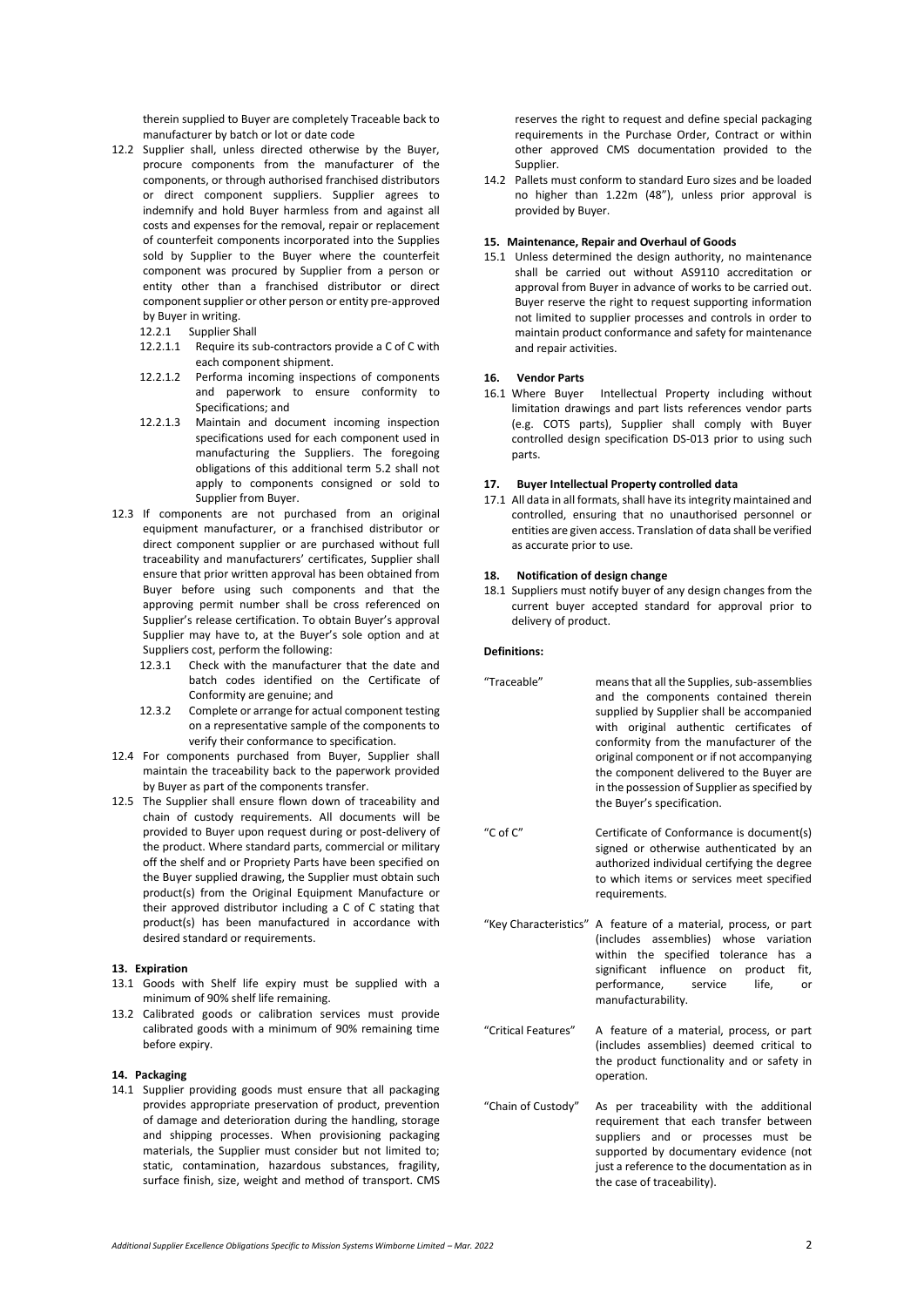therein supplied to Buyer are completely Traceable back to manufacturer by batch or lot or date code

12.2 Supplier shall, unless directed otherwise by the Buyer, procure components from the manufacturer of the components, or through authorised franchised distributors or direct component suppliers. Supplier agrees to indemnify and hold Buyer harmless from and against all costs and expenses for the removal, repair or replacement of counterfeit components incorporated into the Supplies sold by Supplier to the Buyer where the counterfeit component was procured by Supplier from a person or entity other than a franchised distributor or direct component supplier or other person or entity pre-approved by Buyer in writing.

12.2.1 Supplier Shall

12.2.1.1 Require its sub-contractors provide a C of C with each component shipment.

12.2.1.2 Performa incoming inspections of components and paperwork to ensure conformity to Specifications; and

12.2.1.3 Maintain and document incoming inspection specifications used for each component used in manufacturing the Suppliers. The foregoing obligations of this additional term 5.2 shall not apply to components consigned or sold to Supplier from Buyer.

12.3 If components are not purchased from an original equipment manufacturer, or a franchised distributor or direct component supplier or are purchased without full traceability and manufacturers' certificates, Supplier shall ensure that prior written approval has been obtained from Buyer before using such components and that the approving permit number shall be cross referenced on Supplier's release certification. To obtain Buyer's approval Supplier may have to, at the Buyer's sole option and at Suppliers cost, perform the following:

12.3.1 Check with the manufacturer that the date and batch codes identified on the Certificate of Conformity are genuine; and

12.3.2 Complete or arrange for actual component testing on a representative sample of the components to verify their conformance to specification.

12.4 For components purchased from Buyer, Supplier shall maintain the traceability back to the paperwork provided by Buyer as part of the components transfer.

12.5 The Supplier shall ensure flown down of traceability and chain of custody requirements. All documents will be provided to Buyer upon request during or post-delivery of the product. Where standard parts, commercial or military off the shelf and or Propriety Parts have been specified on the Buyer supplied drawing, the Supplier must obtain such product(s) from the Original Equipment Manufacture or their approved distributor including a C of C stating that product(s) has been manufactured in accordance with desired standard or requirements.

## 13. Expiration

13.1 Goods with Shelf life expiry must be supplied with a minimum of 90% shelf life remaining.

13.2 Calibrated goods or calibration services must provide calibrated goods with a minimum of 90% remaining time before expiry.

## 14. Packaging

14.1 Supplier providing goods must ensure that all packaging provides appropriate preservation of product, prevention of damage and deterioration during the handling, storage and shipping processes. When provisioning packaging materials, the Supplier must consider but not limited to; static, contamination, hazardous substances, fragility, surface finish, size, weight and method of transport. CMS reserves the right to request and define special packaging requirements in the Purchase Order, Contract or within other approved CMS documentation provided to the Supplier.

14.2 Pallets must conform to standard Euro sizes and be loaded no higher than 1.22m (48"), unless prior approval is provided by Buyer.

## 15. Maintenance, Repair and Overhaul of Goods

15.1 Unless determined the design authority, no maintenance shall be carried out without AS9110 accreditation or approval from Buyer in advance of works to be carried out. Buyer reserve the right to request supporting information not limited to supplier processes and controls in order to maintain product conformance and safety for maintenance and repair activities.

## 16. Vendor Parts

16.1 Where Buyer Intellectual Property including without limitation drawings and part lists references vendor parts (e.g. COTS parts), Supplier shall comply with Buyer controlled design specification DS-013 prior to using such parts.

## 17. Buyer Intellectual Property controlled data

17.1 All data in all formats, shall have its integrity maintained and controlled, ensuring that no unauthorised personnel or entities are given access. Translation of data shall be verified as accurate prior to use.

## 18. Notification of design change

18.1 Suppliers must notify buyer of any design changes from the current buyer accepted standard for approval prior to delivery of product.

**Definitions:**

"Traceable" means that all the Supplies, sub-assemblies and the components contained therein supplied by Supplier shall be accompanied with original authentic certificates of conformity from the manufacturer of the original component or if not accompanying the component delivered to the Buyer are in the possession of Supplier as specified by the Buyer's specification.

"C of C" Certificate of Conformance is document(s) signed or otherwise authenticated by an authorized individual certifying the degree to which items or services meet specified requirements.

"Key Characteristics" A feature of a material, process, or part (includes assemblies) whose variation within the specified tolerance has a significant influence on product fit, performance, service life, or manufacturability.

"Critical Features" A feature of a material, process, or part (includes assemblies) deemed critical to the product functionality and or safety in operation.

"Chain of Custody" As per traceability with the additional requirement that each transfer between suppliers and or processes must be supported by documentary evidence (not just a reference to the documentation as in the case of traceability).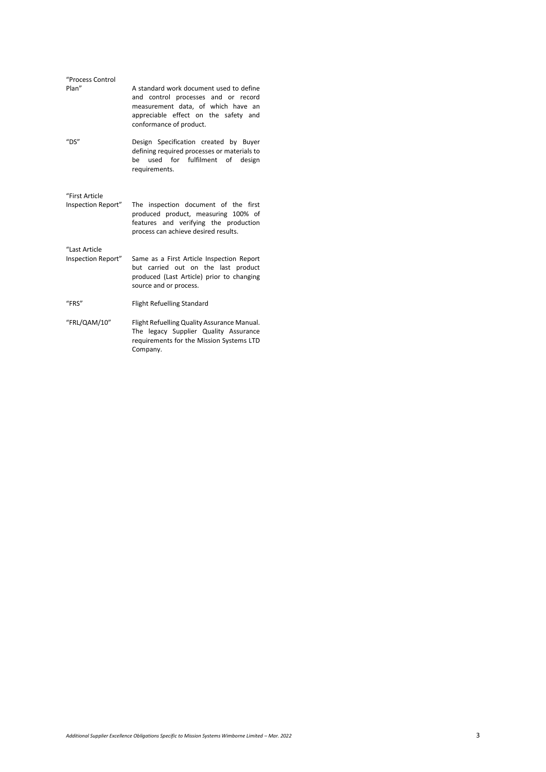| | |
|---|---|
| "Process Control Plan" | A standard work document used to define and control processes and or record measurement data, of which have an appreciable effect on the safety and conformance of product. |
| "DS" | Design Specification created by Buyer defining required processes or materials to be used for fulfilment of design requirements. |
| "First Article Inspection Report" | The inspection document of the first produced product, measuring 100% of features and verifying the production process can achieve desired results. |
| "Last Article Inspection Report" | Same as a First Article Inspection Report but carried out on the last product produced (Last Article) prior to changing source and or process. |
| "FRS" | Flight Refuelling Standard |
| "FRL/QAM/10" | Flight Refuelling Quality Assurance Manual. The legacy Supplier Quality Assurance requirements for the Mission Systems LTD Company. |